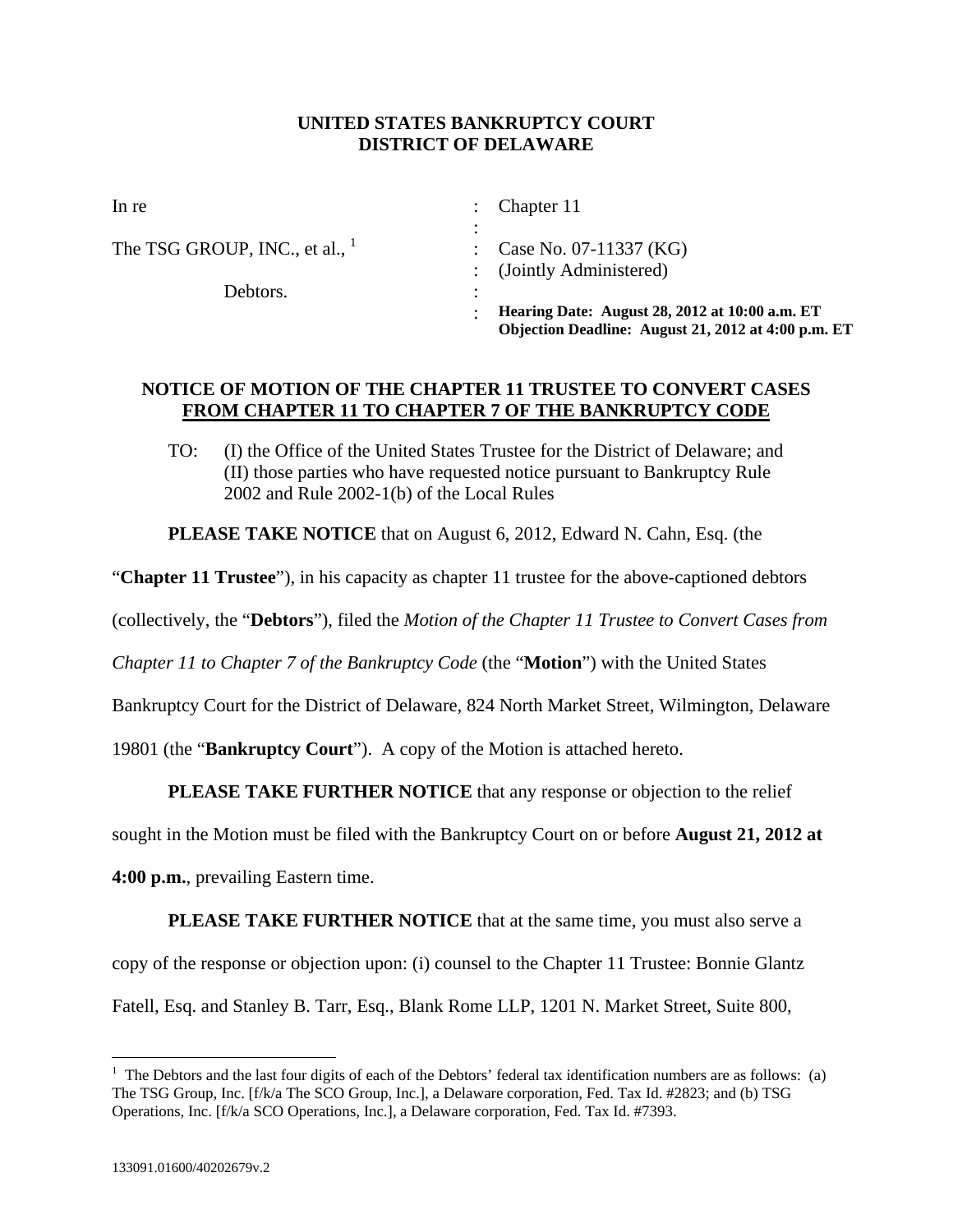**UNITED STATES BANKRUPTCY COURT**
**DISTRICT OF DELAWARE**

| | | |
|---|---|---|
| In re | : | Chapter 11 |
| | : | |
| The TSG GROUP, INC., et al., [1] | : | Case No. 07-11337 (KG) |
| | : | (Jointly Administered) |
| Debtors. | : | |
| | : | **Hearing Date: August 28, 2012 at 10:00 a.m. ET** **Objection Deadline: August 21, 2012 at 4:00 p.m. ET** |

**NOTICE OF MOTION OF THE CHAPTER 11 TRUSTEE TO CONVERT CASES FROM CHAPTER 11 TO CHAPTER 7 OF THE BANKRUPTCY CODE**

TO: (I) the Office of the United States Trustee for the District of Delaware; and (II) those parties who have requested notice pursuant to Bankruptcy Rule 2002 and Rule 2002-1(b) of the Local Rules

**PLEASE TAKE NOTICE** that on August 6, 2012, Edward N. Cahn, Esq. (the "**Chapter 11 Trustee**"), in his capacity as chapter 11 trustee for the above-captioned debtors (collectively, the "**Debtors**"), filed the *Motion of the Chapter 11 Trustee to Convert Cases from Chapter 11 to Chapter 7 of the Bankruptcy Code* (the "**Motion**") with the United States Bankruptcy Court for the District of Delaware, 824 North Market Street, Wilmington, Delaware 19801 (the "**Bankruptcy Court**"). A copy of the Motion is attached hereto.

**PLEASE TAKE FURTHER NOTICE** that any response or objection to the relief sought in the Motion must be filed with the Bankruptcy Court on or before **August 21, 2012 at 4:00 p.m.**, prevailing Eastern time.

**PLEASE TAKE FURTHER NOTICE** that at the same time, you must also serve a copy of the response or objection upon: (i) counsel to the Chapter 11 Trustee: Bonnie Glantz Fatell, Esq. and Stanley B. Tarr, Esq., Blank Rome LLP, 1201 N. Market Street, Suite 800,

[1] The Debtors and the last four digits of each of the Debtors' federal tax identification numbers are as follows: (a) The TSG Group, Inc. [f/k/a The SCO Group, Inc.], a Delaware corporation, Fed. Tax Id. #2823; and (b) TSG Operations, Inc. [f/k/a SCO Operations, Inc.], a Delaware corporation, Fed. Tax Id. #7393.

133091.01600/40202679v.2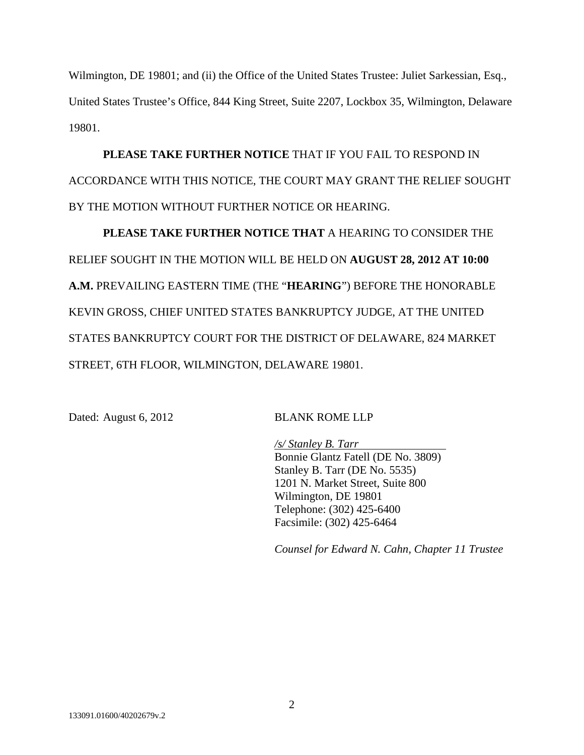Wilmington, DE 19801; and (ii) the Office of the United States Trustee: Juliet Sarkessian, Esq., United States Trustee's Office, 844 King Street, Suite 2207, Lockbox 35, Wilmington, Delaware 19801.

**PLEASE TAKE FURTHER NOTICE** THAT IF YOU FAIL TO RESPOND IN ACCORDANCE WITH THIS NOTICE, THE COURT MAY GRANT THE RELIEF SOUGHT BY THE MOTION WITHOUT FURTHER NOTICE OR HEARING.

**PLEASE TAKE FURTHER NOTICE THAT** A HEARING TO CONSIDER THE RELIEF SOUGHT IN THE MOTION WILL BE HELD ON **AUGUST 28, 2012 AT 10:00 A.M.** PREVAILING EASTERN TIME (THE "**HEARING**") BEFORE THE HONORABLE KEVIN GROSS, CHIEF UNITED STATES BANKRUPTCY JUDGE, AT THE UNITED STATES BANKRUPTCY COURT FOR THE DISTRICT OF DELAWARE, 824 MARKET STREET, 6TH FLOOR, WILMINGTON, DELAWARE 19801.

Dated: August 6, 2012

BLANK ROME LLP

*/s/ Stanley B. Tarr*
Bonnie Glantz Fatell (DE No. 3809)
Stanley B. Tarr (DE No. 5535)
1201 N. Market Street, Suite 800
Wilmington, DE 19801
Telephone: (302) 425-6400
Facsimile: (302) 425-6464

*Counsel for Edward N. Cahn, Chapter 11 Trustee*

133091.01600/40202679v.2